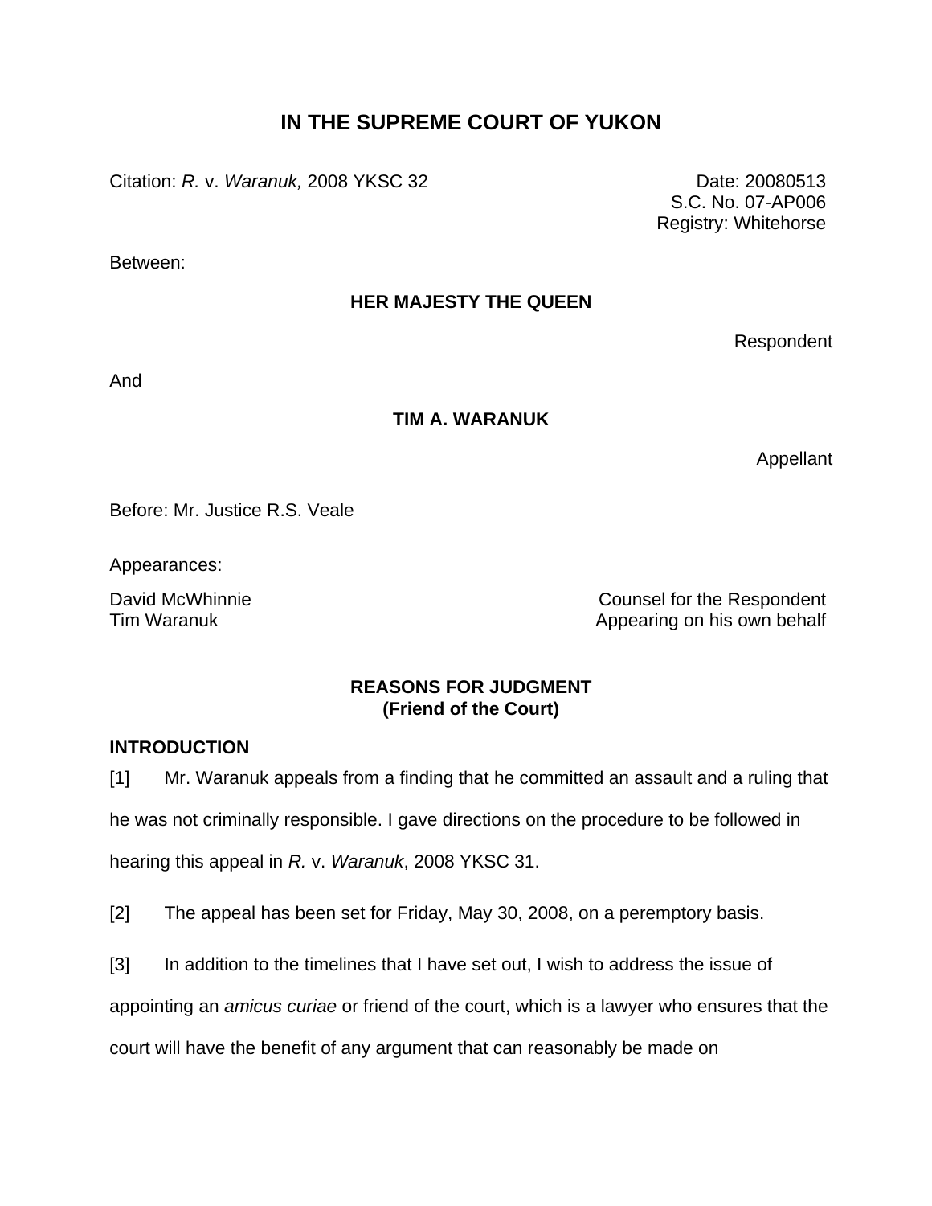# IN THE SUPREME COURT OF YUKON

Citation: *R.* v. *Waranuk,* 2008 YKSC 32

Date: 20080513
S.C. No. 07-AP006
Registry: Whitehorse

Between:

**HER MAJESTY THE QUEEN**

Respondent

And

**TIM A. WARANUK**

Appellant

Before: Mr. Justice R.S. Veale

Appearances:

David McWhinnie — Counsel for the Respondent
Tim Waranuk — Appearing on his own behalf

**REASONS FOR JUDGMENT**
**(Friend of the Court)**

## INTRODUCTION

[1] Mr. Waranuk appeals from a finding that he committed an assault and a ruling that he was not criminally responsible. I gave directions on the procedure to be followed in hearing this appeal in *R.* v. *Waranuk*, 2008 YKSC 31.

[2] The appeal has been set for Friday, May 30, 2008, on a peremptory basis.

[3] In addition to the timelines that I have set out, I wish to address the issue of appointing an *amicus curiae* or friend of the court, which is a lawyer who ensures that the court will have the benefit of any argument that can reasonably be made on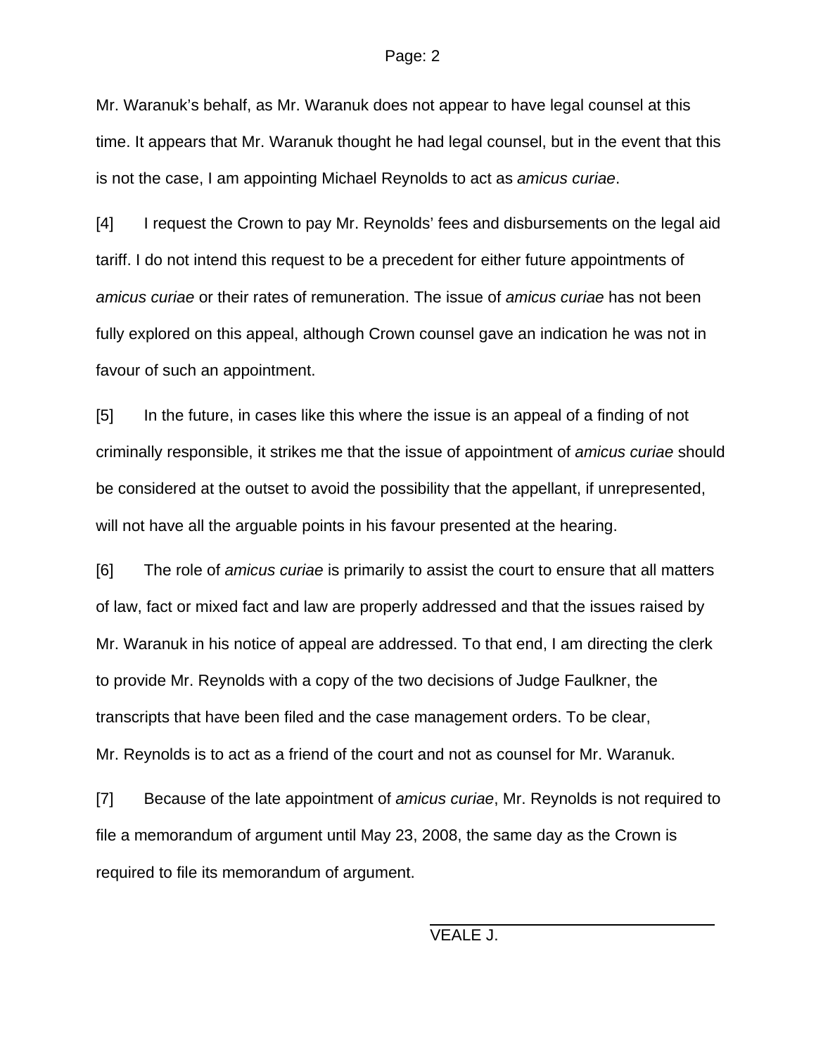Mr. Waranuk's behalf, as Mr. Waranuk does not appear to have legal counsel at this time. It appears that Mr. Waranuk thought he had legal counsel, but in the event that this is not the case, I am appointing Michael Reynolds to act as *amicus curiae*.

[4] I request the Crown to pay Mr. Reynolds' fees and disbursements on the legal aid tariff. I do not intend this request to be a precedent for either future appointments of *amicus curiae* or their rates of remuneration. The issue of *amicus curiae* has not been fully explored on this appeal, although Crown counsel gave an indication he was not in favour of such an appointment.

[5] In the future, in cases like this where the issue is an appeal of a finding of not criminally responsible, it strikes me that the issue of appointment of *amicus curiae* should be considered at the outset to avoid the possibility that the appellant, if unrepresented, will not have all the arguable points in his favour presented at the hearing.

[6] The role of *amicus curiae* is primarily to assist the court to ensure that all matters of law, fact or mixed fact and law are properly addressed and that the issues raised by Mr. Waranuk in his notice of appeal are addressed. To that end, I am directing the clerk to provide Mr. Reynolds with a copy of the two decisions of Judge Faulkner, the transcripts that have been filed and the case management orders. To be clear, Mr. Reynolds is to act as a friend of the court and not as counsel for Mr. Waranuk.

[7] Because of the late appointment of *amicus curiae*, Mr. Reynolds is not required to file a memorandum of argument until May 23, 2008, the same day as the Crown is required to file its memorandum of argument.

VEALE J.